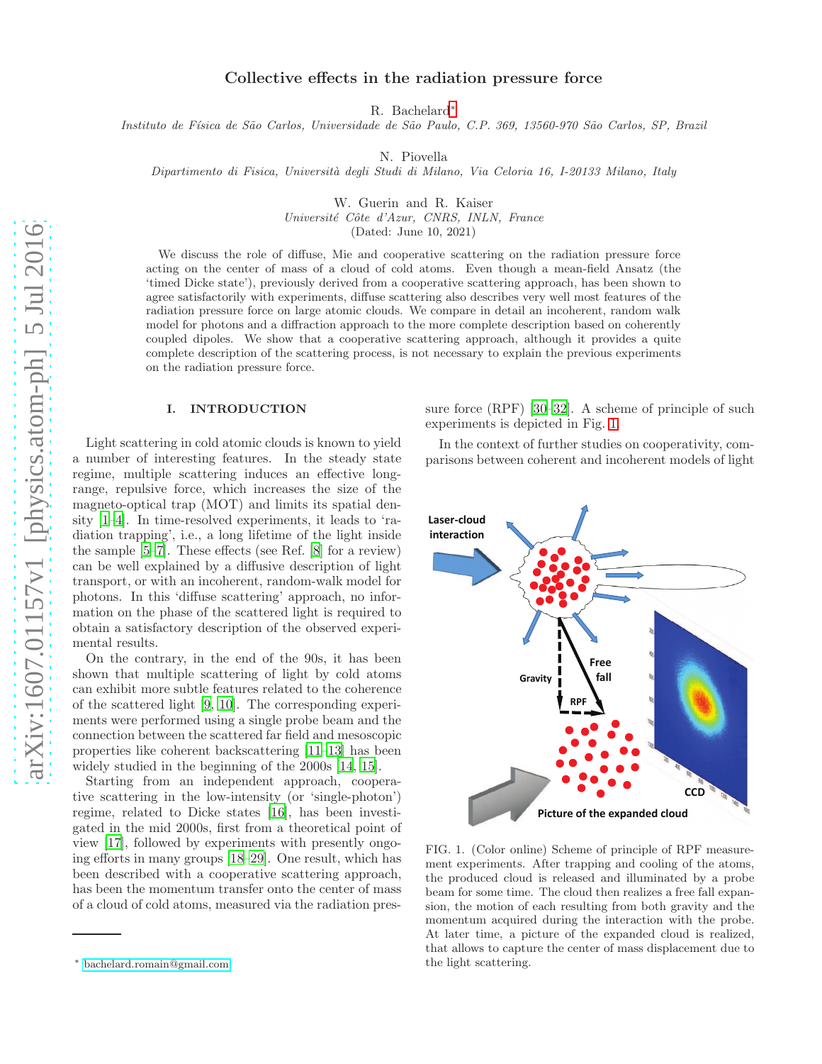# Collective effects in the radiation pressure force

R. Bachelard*

*Instituto de Física de São Carlos, Universidade de São Paulo, C.P. 369, 13560-970 São Carlos, SP, Brazil*

N. Piovella

*Dipartimento di Fisica, Università degli Studi di Milano, Via Celoria 16, I-20133 Milano, Italy*

W. Guerin and R. Kaiser

*Université Côte d'Azur, CNRS, INLN, France*

(Dated: June 10, 2021)

We discuss the role of diffuse, Mie and cooperative scattering on the radiation pressure force acting on the center of mass of a cloud of cold atoms. Even though a mean-field Ansatz (the 'timed Dicke state'), previously derived from a cooperative scattering approach, has been shown to agree satisfactorily with experiments, diffuse scattering also describes very well most features of the radiation pressure force on large atomic clouds. We compare in detail an incoherent, random walk model for photons and a diffraction approach to the more complete description based on coherently coupled dipoles. We show that a cooperative scattering approach, although it provides a quite complete description of the scattering process, is not necessary to explain the previous experiments on the radiation pressure force.

## I. INTRODUCTION

Light scattering in cold atomic clouds is known to yield a number of interesting features. In the steady state regime, multiple scattering induces an effective long-range, repulsive force, which increases the size of the magneto-optical trap (MOT) and limits its spatial density [1–4]. In time-resolved experiments, it leads to 'radiation trapping', i.e., a long lifetime of the light inside the sample [5–7]. These effects (see Ref. [8] for a review) can be well explained by a diffusive description of light transport, or with an incoherent, random-walk model for photons. In this 'diffuse scattering' approach, no information on the phase of the scattered light is required to obtain a satisfactory description of the observed experimental results.

On the contrary, in the end of the 90s, it has been shown that multiple scattering of light by cold atoms can exhibit more subtle features related to the coherence of the scattered light [9, 10]. The corresponding experiments were performed using a single probe beam and the connection between the scattered far field and mesoscopic properties like coherent backscattering [11–13] has been widely studied in the beginning of the 2000s [14, 15].

Starting from an independent approach, cooperative scattering in the low-intensity (or 'single-photon') regime, related to Dicke states [16], has been investigated in the mid 2000s, first from a theoretical point of view [17], followed by experiments with presently ongoing efforts in many groups [18–29]. One result, which has been described with a cooperative scattering approach, has been the momentum transfer onto the center of mass of a cloud of cold atoms, measured via the radiation pressure force (RPF) [30–32]. A scheme of principle of such experiments is depicted in Fig. 1.

In the context of further studies on cooperativity, comparisons between coherent and incoherent models of light

FIG. 1. (Color online) Scheme of principle of RPF measurement experiments. After trapping and cooling of the atoms, the produced cloud is released and illuminated by a probe beam for some time. The cloud then realizes a free fall expansion, the motion of each resulting from both gravity and the momentum acquired during the interaction with the probe. At later time, a picture of the expanded cloud is realized, that allows to capture the center of mass displacement due to the light scattering.

* bachelard.romain@gmail.com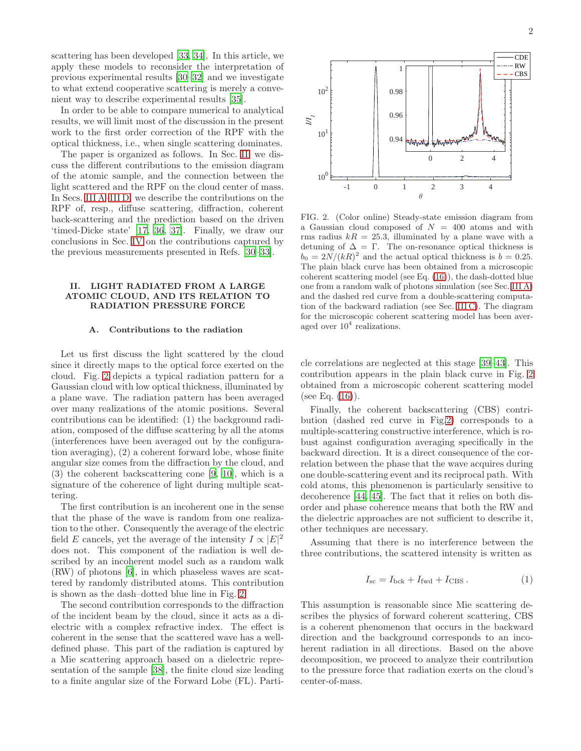scattering has been developed [33, 34]. In this article, we apply these models to reconsider the interpretation of previous experimental results [30–32] and we investigate to what extend cooperative scattering is merely a convenient way to describe experimental results [35].

In order to be able to compare numerical to analytical results, we will limit most of the discussion in the present work to the first order correction of the RPF with the optical thickness, i.e., when single scattering dominates.

The paper is organized as follows. In Sec. II, we discuss the different contributions to the emission diagram of the atomic sample, and the connection between the light scattered and the RPF on the cloud center of mass. In Secs. III A–III D, we describe the contributions on the RPF of, resp., diffuse scattering, diffraction, coherent back-scattering and the prediction based on the driven 'timed-Dicke state' [17, 36, 37]. Finally, we draw our conclusions in Sec. IV on the contributions captured by the previous measurements presented in Refs. [30–33].

## II. LIGHT RADIATED FROM A LARGE ATOMIC CLOUD, AND ITS RELATION TO RADIATION PRESSURE FORCE

### A. Contributions to the radiation

Let us first discuss the light scattered by the cloud since it directly maps to the optical force exerted on the cloud. Fig. 2 depicts a typical radiation pattern for a Gaussian cloud with low optical thickness, illuminated by a plane wave. The radiation pattern has been averaged over many realizations of the atomic positions. Several contributions can be identified: (1) the background radiation, composed of the diffuse scattering by all the atoms (interferences have been averaged out by the configuration averaging), (2) a coherent forward lobe, whose finite angular size comes from the diffraction by the cloud, and (3) the coherent backscattering cone [9, 10], which is a signature of the coherence of light during multiple scattering.

The first contribution is an incoherent one in the sense that the phase of the wave is random from one realization to the other. Consequently the average of the electric field $E$ cancels, yet the average of the intensity $I \propto |E|^2$ does not. This component of the radiation is well described by an incoherent model such as a random walk (RW) of photons [6], in which phaseless waves are scattered by randomly distributed atoms. This contribution is shown as the dash–dotted blue line in Fig. 2.

The second contribution corresponds to the diffraction of the incident beam by the cloud, since it acts as a dielectric with a complex refractive index. The effect is coherent in the sense that the scattered wave has a well-defined phase. This part of the radiation is captured by a Mie scattering approach based on a dielectric representation of the sample [38], the finite cloud size leading to a finite angular size of the Forward Lobe (FL). Particle correlations are neglected at this stage [39–43]. This contribution appears in the plain black curve in Fig. 2 obtained from a microscopic coherent scattering model (see Eq. (16)).

FIG. 2. (Color online) Steady-state emission diagram from a Gaussian cloud composed of $N = 400$ atoms and with rms radius $kR = 25.3$, illuminated by a plane wave with a detuning of $\Delta = \Gamma$. The on-resonance optical thickness is $b_0 = 2N/(kR)^2$ and the actual optical thickness is $b = 0.25$. The plain black curve has been obtained from a microscopic coherent scattering model (see Eq. (16)), the dash-dotted blue one from a random walk of photons simulation (see Sec. III A) and the dashed red curve from a double-scattering computation of the backward radiation (see Sec. III C). The diagram for the microscopic coherent scattering model has been averaged over $10^4$ realizations.

Finally, the coherent backscattering (CBS) contribution (dashed red curve in Fig.2) corresponds to a multiple-scattering constructive interference, which is robust against configuration averaging specifically in the backward direction. It is a direct consequence of the correlation between the phase that the wave acquires during one double-scattering event and its reciprocal path. With cold atoms, this phenomenon is particularly sensitive to decoherence [44, 45]. The fact that it relies on both disorder and phase coherence means that both the RW and the dielectric approaches are not sufficient to describe it, other techniques are necessary.

Assuming that there is no interference between the three contributions, the scattered intensity is written as

$$I_{\rm sc} = I_{\rm bck} + I_{\rm fwd} + I_{\rm CBS}\,. \tag{1}$$

This assumption is reasonable since Mie scattering describes the physics of forward coherent scattering, CBS is a coherent phenomenon that occurs in the backward direction and the background corresponds to an incoherent radiation in all directions. Based on the above decomposition, we proceed to analyze their contribution to the pressure force that radiation exerts on the cloud's center-of-mass.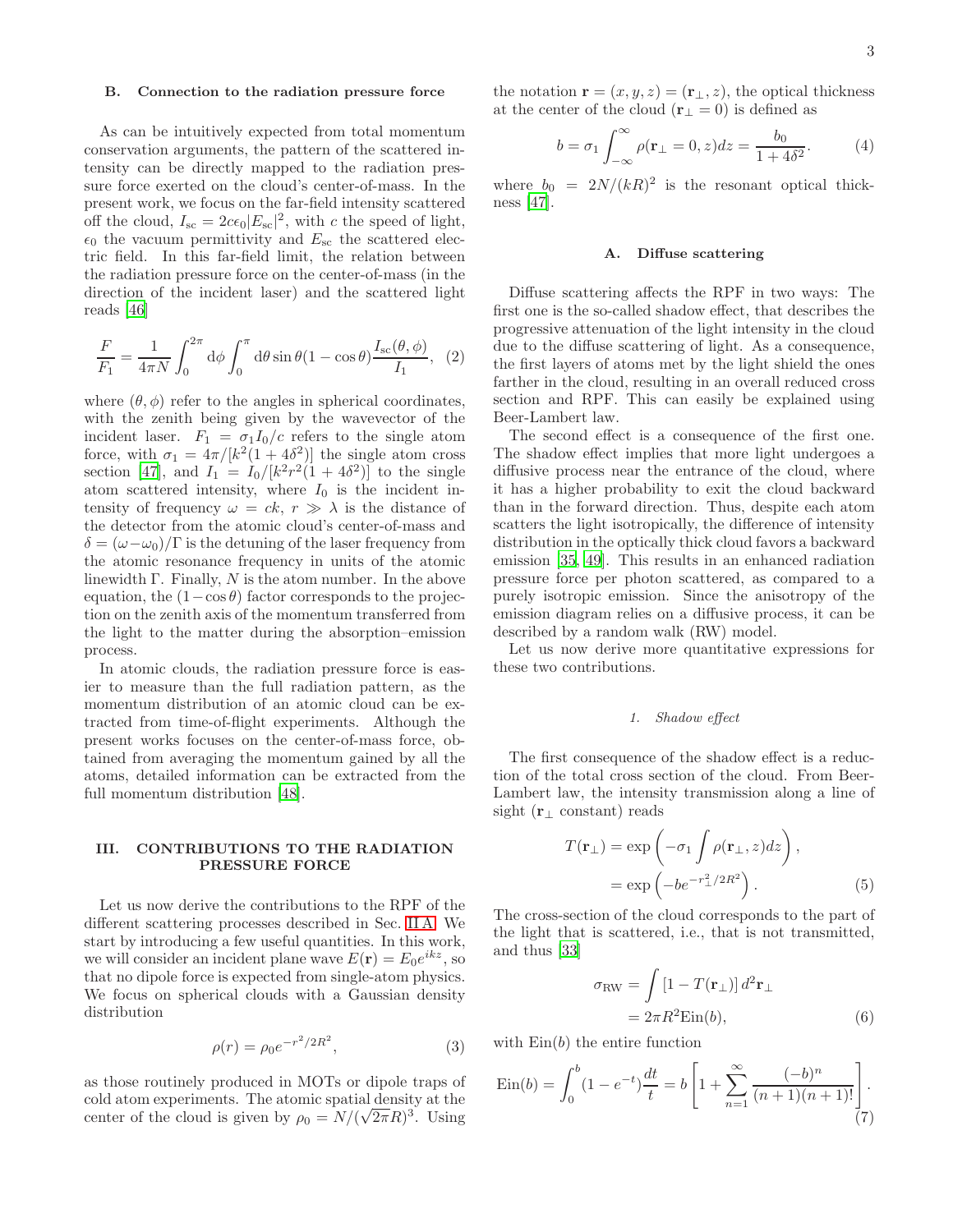### B. Connection to the radiation pressure force

As can be intuitively expected from total momentum conservation arguments, the pattern of the scattered intensity can be directly mapped to the radiation pressure force exerted on the cloud's center-of-mass. In the present work, we focus on the far-field intensity scattered off the cloud, $I_{\rm sc} = 2c\epsilon_0|E_{\rm sc}|^2$, with $c$ the speed of light, $\epsilon_0$ the vacuum permittivity and $E_{\rm sc}$ the scattered electric field. In this far-field limit, the relation between the radiation pressure force on the center-of-mass (in the direction of the incident laser) and the scattered light reads [46]

$$\frac{F}{F_1} = \frac{1}{4\pi N}\int_0^{2\pi} \mathrm{d}\phi \int_0^{\pi} \mathrm{d}\theta \sin\theta (1-\cos\theta)\frac{I_{\rm sc}(\theta,\phi)}{I_1}, \quad (2)$$

where $(\theta, \phi)$ refer to the angles in spherical coordinates, with the zenith being given by the wavevector of the incident laser. $F_1 = \sigma_1 I_0/c$ refers to the single atom force, with $\sigma_1 = 4\pi/[k^2(1+4\delta^2)]$ the single atom cross section [47], and $I_1 = I_0/[k^2r^2(1+4\delta^2)]$ to the single atom scattered intensity, where $I_0$ is the incident intensity of frequency $\omega = ck$, $r \gg \lambda$ is the distance of the detector from the atomic cloud's center-of-mass and $\delta = (\omega-\omega_0)/\Gamma$ is the detuning of the laser frequency from the atomic resonance frequency in units of the atomic linewidth $\Gamma$. Finally, $N$ is the atom number. In the above equation, the $(1-\cos\theta)$ factor corresponds to the projection on the zenith axis of the momentum transferred from the light to the matter during the absorption–emission process.

In atomic clouds, the radiation pressure force is easier to measure than the full radiation pattern, as the momentum distribution of an atomic cloud can be extracted from time-of-flight experiments. Although the present works focuses on the center-of-mass force, obtained from averaging the momentum gained by all the atoms, detailed information can be extracted from the full momentum distribution [48].

## III. CONTRIBUTIONS TO THE RADIATION PRESSURE FORCE

Let us now derive the contributions to the RPF of the different scattering processes described in Sec. II A. We start by introducing a few useful quantities. In this work, we will consider an incident plane wave $E(\mathbf{r}) = E_0 e^{ikz}$, so that no dipole force is expected from single-atom physics. We focus on spherical clouds with a Gaussian density distribution

$$\rho(r) = \rho_0 e^{-r^2/2R^2}, \quad (3)$$

as those routinely produced in MOTs or dipole traps of cold atom experiments. The atomic spatial density at the center of the cloud is given by $\rho_0 = N/(\sqrt{2\pi}R)^3$. Using the notation $\mathbf{r} = (x, y, z) = (\mathbf{r}_\perp, z)$, the optical thickness at the center of the cloud ($\mathbf{r}_\perp = 0$) is defined as

$$b = \sigma_1 \int_{-\infty}^{\infty} \rho(\mathbf{r}_\perp = 0, z)dz = \frac{b_0}{1+4\delta^2}. \quad (4)$$

where $b_0 = 2N/(kR)^2$ is the resonant optical thickness [47].

### A. Diffuse scattering

Diffuse scattering affects the RPF in two ways: The first one is the so-called shadow effect, that describes the progressive attenuation of the light intensity in the cloud due to the diffuse scattering of light. As a consequence, the first layers of atoms met by the light shield the ones farther in the cloud, resulting in an overall reduced cross section and RPF. This can easily be explained using Beer-Lambert law.

The second effect is a consequence of the first one. The shadow effect implies that more light undergoes a diffusive process near the entrance of the cloud, where it has a higher probability to exit the cloud backward than in the forward direction. Thus, despite each atom scatters the light isotropically, the difference of intensity distribution in the optically thick cloud favors a backward emission [35, 49]. This results in an enhanced radiation pressure force per photon scattered, as compared to a purely isotropic emission. Since the anisotropy of the emission diagram relies on a diffusive process, it can be described by a random walk (RW) model.

Let us now derive more quantitative expressions for these two contributions.

#### 1. Shadow effect

The first consequence of the shadow effect is a reduction of the total cross section of the cloud. From Beer-Lambert law, the intensity transmission along a line of sight ($\mathbf{r}_\perp$ constant) reads

$$\begin{aligned} T(\mathbf{r}_\perp) &= \exp\left(-\sigma_1 \int \rho(\mathbf{r}_\perp, z)dz\right), \\ &= \exp\left(-be^{-r_\perp^2/2R^2}\right). \end{aligned} \quad (5)$$

The cross-section of the cloud corresponds to the part of the light that is scattered, i.e., that is not transmitted, and thus [33]

$$\begin{aligned} \sigma_{\rm RW} &= \int [1 - T(\mathbf{r}_\perp)]\, d^2\mathbf{r}_\perp \\ &= 2\pi R^2 \mathrm{Ein}(b), \end{aligned} \quad (6)$$

with $\mathrm{Ein}(b)$ the entire function

$$\mathrm{Ein}(b) = \int_0^b (1-e^{-t})\frac{dt}{t} = b\left[1 + \sum_{n=1}^{\infty}\frac{(-b)^n}{(n+1)(n+1)!}\right]. \quad (7)$$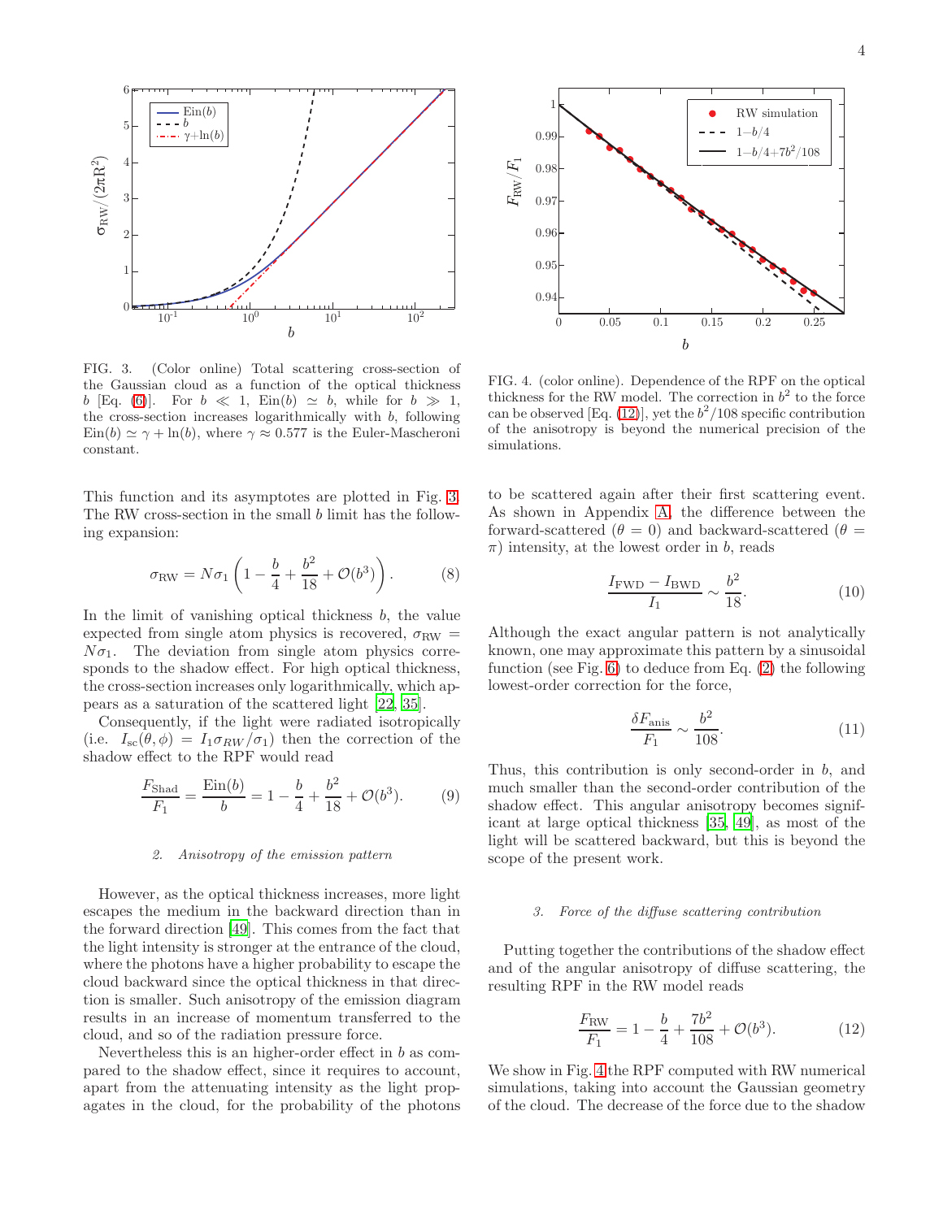FIG. 3. (Color online) Total scattering cross-section of the Gaussian cloud as a function of the optical thickness $b$ [Eq. (6)]. For $b \ll 1$, $\mathrm{Ein}(b) \simeq b$, while for $b \gg 1$, the cross-section increases logarithmically with $b$, following $\mathrm{Ein}(b) \simeq \gamma + \ln(b)$, where $\gamma \approx 0.577$ is the Euler-Mascheroni constant.

This function and its asymptotes are plotted in Fig. 3. The RW cross-section in the small $b$ limit has the following expansion:

$$\sigma_{\mathrm{RW}} = N\sigma_1 \left(1 - \frac{b}{4} + \frac{b^2}{18} + \mathcal{O}(b^3)\right). \tag{8}$$

In the limit of vanishing optical thickness $b$, the value expected from single atom physics is recovered, $\sigma_{\mathrm{RW}} = N\sigma_1$. The deviation from single atom physics corresponds to the shadow effect. For high optical thickness, the cross-section increases only logarithmically, which appears as a saturation of the scattered light [22, 35].

Consequently, if the light were radiated isotropically (i.e. $I_{\mathrm{sc}}(\theta,\phi) = I_1\sigma_{RW}/\sigma_1$) then the correction of the shadow effect to the RPF would read

$$\frac{F_{\mathrm{Shad}}}{F_1} = \frac{\mathrm{Ein}(b)}{b} = 1 - \frac{b}{4} + \frac{b^2}{18} + \mathcal{O}(b^3). \tag{9}$$

#### 2. Anisotropy of the emission pattern

However, as the optical thickness increases, more light escapes the medium in the backward direction than in the forward direction [49]. This comes from the fact that the light intensity is stronger at the entrance of the cloud, where the photons have a higher probability to escape the cloud backward since the optical thickness in that direction is smaller. Such anisotropy of the emission diagram results in an increase of momentum transferred to the cloud, and so of the radiation pressure force.

Nevertheless this is an higher-order effect in $b$ as compared to the shadow effect, since it requires to account, apart from the attenuating intensity as the light propagates in the cloud, for the probability of the photons to be scattered again after their first scattering event. As shown in Appendix A, the difference between the forward-scattered ($\theta = 0$) and backward-scattered ($\theta = \pi$) intensity, at the lowest order in $b$, reads

$$\frac{I_{\mathrm{FWD}} - I_{\mathrm{BWD}}}{I_1} \sim \frac{b^2}{18}. \tag{10}$$

Although the exact angular pattern is not analytically known, one may approximate this pattern by a sinusoidal function (see Fig. 6) to deduce from Eq. (2) the following lowest-order correction for the force,

$$\frac{\delta F_{\mathrm{anis}}}{F_1} \sim \frac{b^2}{108}. \tag{11}$$

Thus, this contribution is only second-order in $b$, and much smaller than the second-order contribution of the shadow effect. This angular anisotropy becomes significant at large optical thickness [35, 49], as most of the light will be scattered backward, but this is beyond the scope of the present work.

FIG. 4. (color online). Dependence of the RPF on the optical thickness for the RW model. The correction in $b^2$ to the force can be observed [Eq. (12)], yet the $b^2/108$ specific contribution of the anisotropy is beyond the numerical precision of the simulations.

#### 3. Force of the diffuse scattering contribution

Putting together the contributions of the shadow effect and of the angular anisotropy of diffuse scattering, the resulting RPF in the RW model reads

$$\frac{F_{\mathrm{RW}}}{F_1} = 1 - \frac{b}{4} + \frac{7b^2}{108} + \mathcal{O}(b^3). \tag{12}$$

We show in Fig. 4 the RPF computed with RW numerical simulations, taking into account the Gaussian geometry of the cloud. The decrease of the force due to the shadow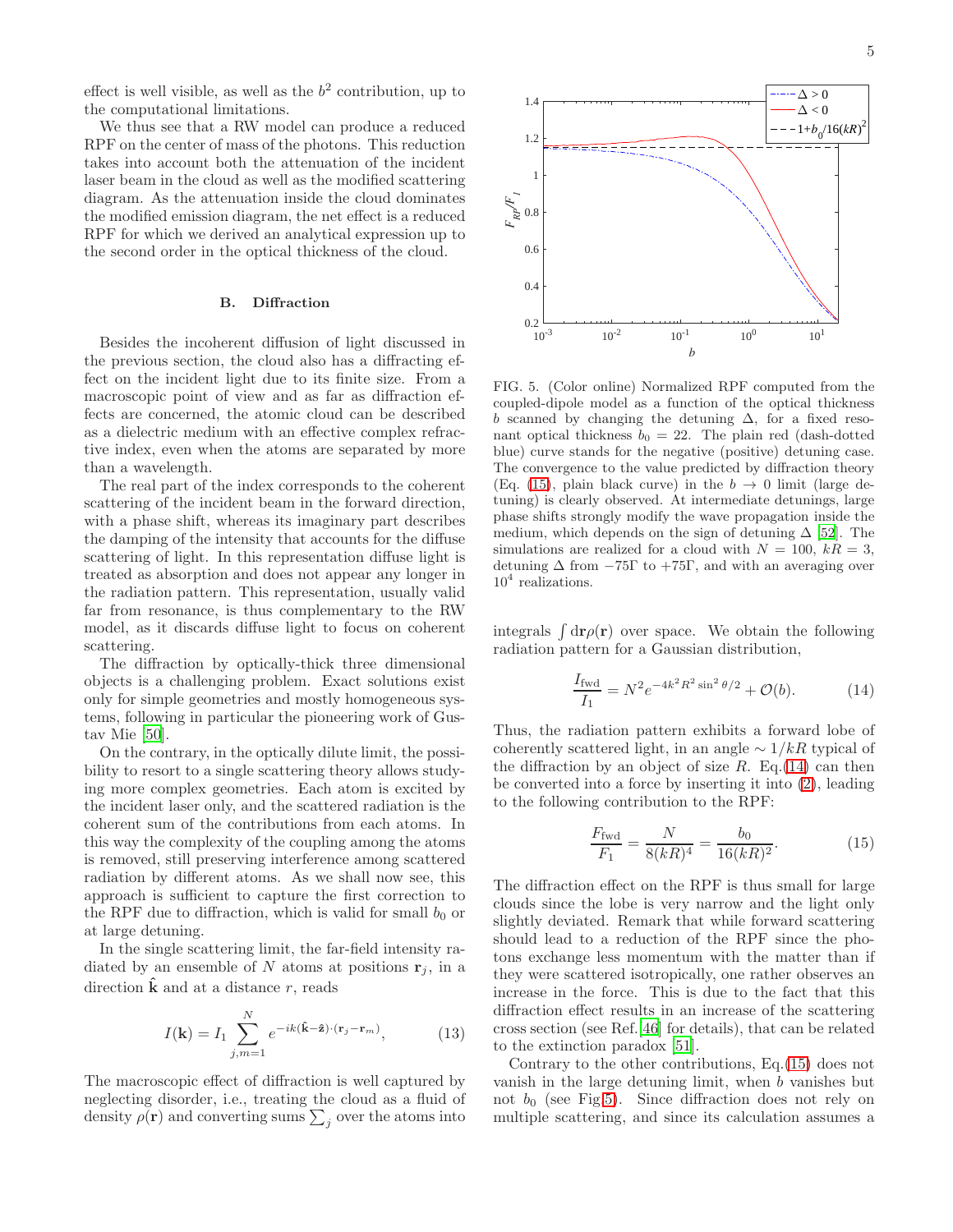effect is well visible, as well as the $b^2$ contribution, up to the computational limitations.

We thus see that a RW model can produce a reduced RPF on the center of mass of the photons. This reduction takes into account both the attenuation of the incident laser beam in the cloud as well as the modified scattering diagram. As the attenuation inside the cloud dominates the modified emission diagram, the net effect is a reduced RPF for which we derived an analytical expression up to the second order in the optical thickness of the cloud.

### B. Diffraction

Besides the incoherent diffusion of light discussed in the previous section, the cloud also has a diffracting effect on the incident light due to its finite size. From a macroscopic point of view and as far as diffraction effects are concerned, the atomic cloud can be described as a dielectric medium with an effective complex refractive index, even when the atoms are separated by more than a wavelength.

The real part of the index corresponds to the coherent scattering of the incident beam in the forward direction, with a phase shift, whereas its imaginary part describes the damping of the intensity that accounts for the diffuse scattering of light. In this representation diffuse light is treated as absorption and does not appear any longer in the radiation pattern. This representation, usually valid far from resonance, is thus complementary to the RW model, as it discards diffuse light to focus on coherent scattering.

The diffraction by optically-thick three dimensional objects is a challenging problem. Exact solutions exist only for simple geometries and mostly homogeneous systems, following in particular the pioneering work of Gustav Mie [50].

On the contrary, in the optically dilute limit, the possibility to resort to a single scattering theory allows studying more complex geometries. Each atom is excited by the incident laser only, and the scattered radiation is the coherent sum of the contributions from each atoms. In this way the complexity of the coupling among the atoms is removed, still preserving interference among scattered radiation by different atoms. As we shall now see, this approach is sufficient to capture the first correction to the RPF due to diffraction, which is valid for small $b_0$ or at large detuning.

In the single scattering limit, the far-field intensity radiated by an ensemble of $N$ atoms at positions $\mathbf{r}_j$, in a direction $\hat{\mathbf{k}}$ and at a distance $r$, reads

$$I(\mathbf{k}) = I_1 \sum_{j,m=1}^{N} e^{-ik(\hat{\mathbf{k}}-\hat{\mathbf{z}})\cdot(\mathbf{r}_j-\mathbf{r}_m)}, \tag{13}$$

The macroscopic effect of diffraction is well captured by neglecting disorder, i.e., treating the cloud as a fluid of density $\rho(\mathbf{r})$ and converting sums $\sum_j$ over the atoms into integrals $\int d\mathbf{r}\rho(\mathbf{r})$ over space. We obtain the following radiation pattern for a Gaussian distribution,

$$\frac{I_{\rm fwd}}{I_1} = N^2 e^{-4k^2R^2\sin^2\theta/2} + \mathcal{O}(b). \tag{14}$$

Thus, the radiation pattern exhibits a forward lobe of coherently scattered light, in an angle $\sim 1/kR$ typical of the diffraction by an object of size $R$. Eq.(14) can then be converted into a force by inserting it into (2), leading to the following contribution to the RPF:

$$\frac{F_{\rm fwd}}{F_1} = \frac{N}{8(kR)^4} = \frac{b_0}{16(kR)^2}. \tag{15}$$

The diffraction effect on the RPF is thus small for large clouds since the lobe is very narrow and the light only slightly deviated. Remark that while forward scattering should lead to a reduction of the RPF since the photons exchange less momentum with the matter than if they were scattered isotropically, one rather observes an increase in the force. This is due to the fact that this diffraction effect results in an increase of the scattering cross section (see Ref.[46] for details), that can be related to the extinction paradox [51].

Contrary to the other contributions, Eq.(15) does not vanish in the large detuning limit, when $b$ vanishes but not $b_0$ (see Fig.5). Since diffraction does not rely on multiple scattering, and since its calculation assumes a

FIG. 5. (Color online) Normalized RPF computed from the coupled-dipole model as a function of the optical thickness $b$ scanned by changing the detuning $\Delta$, for a fixed resonant optical thickness $b_0 = 22$. The plain red (dash-dotted blue) curve stands for the negative (positive) detuning case. The convergence to the value predicted by diffraction theory (Eq. (15), plain black curve) in the $b \to 0$ limit (large detuning) is clearly observed. At intermediate detunings, large phase shifts strongly modify the wave propagation inside the medium, which depends on the sign of detuning $\Delta$ [52]. The simulations are realized for a cloud with $N = 100$, $kR = 3$, detuning $\Delta$ from $-75\Gamma$ to $+75\Gamma$, and with an averaging over $10^4$ realizations.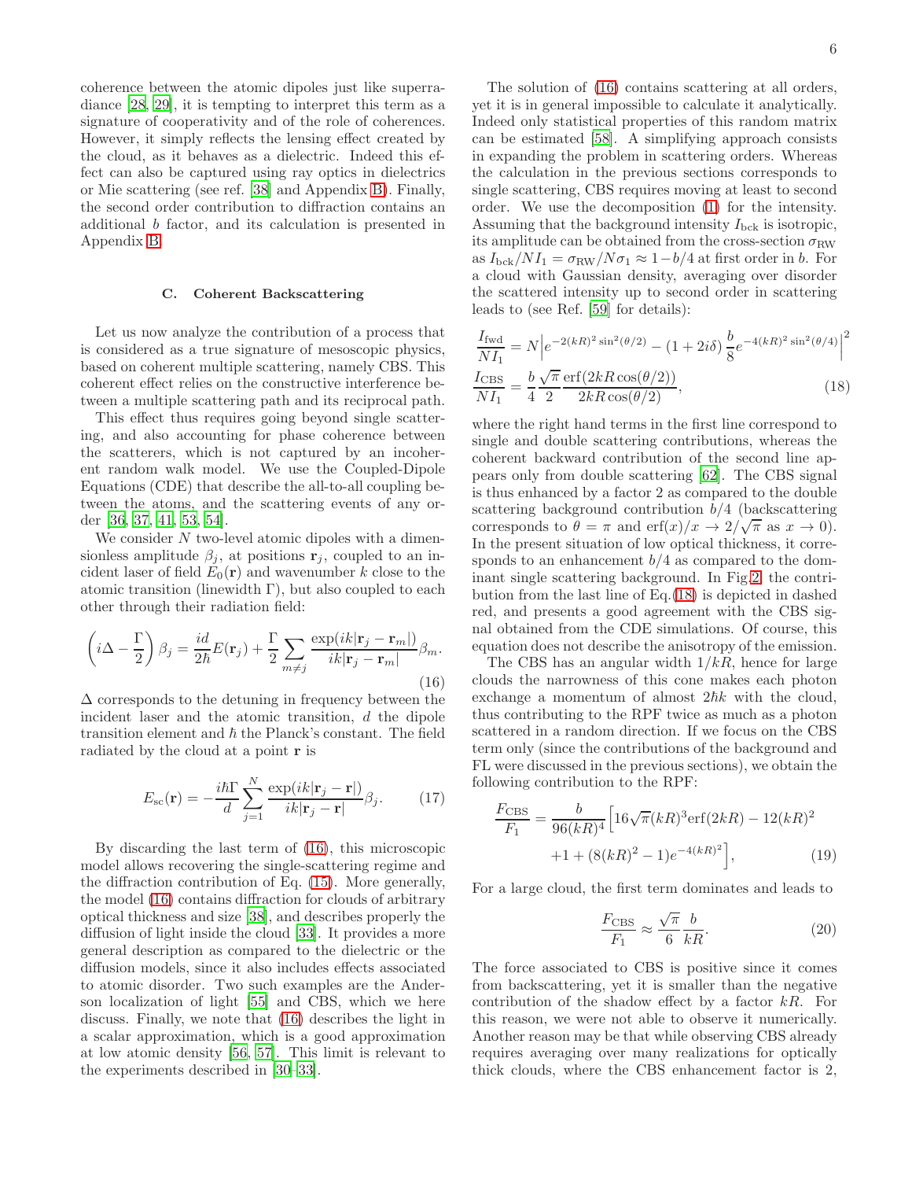coherence between the atomic dipoles just like superradiance [28, 29], it is tempting to interpret this term as a signature of cooperativity and of the role of coherences. However, it simply reflects the lensing effect created by the cloud, as it behaves as a dielectric. Indeed this effect can also be captured using ray optics in dielectrics or Mie scattering (see ref. [38] and Appendix B). Finally, the second order contribution to diffraction contains an additional $b$ factor, and its calculation is presented in Appendix B.

### C. Coherent Backscattering

Let us now analyze the contribution of a process that is considered as a true signature of mesoscopic physics, based on coherent multiple scattering, namely CBS. This coherent effect relies on the constructive interference between a multiple scattering path and its reciprocal path.

This effect thus requires going beyond single scattering, and also accounting for phase coherence between the scatterers, which is not captured by an incoherent random walk model. We use the Coupled-Dipole Equations (CDE) that describe the all-to-all coupling between the atoms, and the scattering events of any order [36, 37, 41, 53, 54].

We consider $N$ two-level atomic dipoles with a dimensionless amplitude $\beta_j$, at positions $\mathbf{r}_j$, coupled to an incident laser of field $E_0(\mathbf{r})$ and wavenumber $k$ close to the atomic transition (linewidth $\Gamma$), but also coupled to each other through their radiation field:

$$\left(i\Delta - \frac{\Gamma}{2}\right)\beta_j = \frac{id}{2\hbar}E(\mathbf{r}_j) + \frac{\Gamma}{2}\sum_{m\neq j}\frac{\exp(ik|\mathbf{r}_j-\mathbf{r}_m|)}{ik|\mathbf{r}_j-\mathbf{r}_m|}\beta_m. \tag{16}$$

$\Delta$ corresponds to the detuning in frequency between the incident laser and the atomic transition, $d$ the dipole transition element and $\hbar$ the Planck's constant. The field radiated by the cloud at a point $\mathbf{r}$ is

$$E_{\mathrm{sc}}(\mathbf{r}) = -\frac{i\hbar\Gamma}{d}\sum_{j=1}^{N}\frac{\exp(ik|\mathbf{r}_j-\mathbf{r}|)}{ik|\mathbf{r}_j-\mathbf{r}|}\beta_j. \tag{17}$$

By discarding the last term of (16), this microscopic model allows recovering the single-scattering regime and the diffraction contribution of Eq. (15). More generally, the model (16) contains diffraction for clouds of arbitrary optical thickness and size [38], and describes properly the diffusion of light inside the cloud [33]. It provides a more general description as compared to the dielectric or the diffusion models, since it also includes effects associated to atomic disorder. Two such examples are the Anderson localization of light [55] and CBS, which we here discuss. Finally, we note that (16) describes the light in a scalar approximation, which is a good approximation at low atomic density [56, 57]. This limit is relevant to the experiments described in [30–33].

The solution of (16) contains scattering at all orders, yet it is in general impossible to calculate it analytically. Indeed only statistical properties of this random matrix can be estimated [58]. A simplifying approach consists in expanding the problem in scattering orders. Whereas the calculation in the previous sections corresponds to single scattering, CBS requires moving at least to second order. We use the decomposition (1) for the intensity. Assuming that the background intensity $I_{\mathrm{bck}}$ is isotropic, its amplitude can be obtained from the cross-section $\sigma_{\mathrm{RW}}$ as $I_{\mathrm{bck}}/NI_1 = \sigma_{\mathrm{RW}}/N\sigma_1 \approx 1-b/4$ at first order in $b$. For a cloud with Gaussian density, averaging over disorder the scattered intensity up to second order in scattering leads to (see Ref. [59] for details):

$$\begin{aligned}\frac{I_{\mathrm{fwd}}}{NI_1} &= N\left|e^{-2(kR)^2\sin^2(\theta/2)} - (1+2i\delta)\,\frac{b}{8}e^{-4(kR)^2\sin^2(\theta/4)}\right|^2\\ \frac{I_{\mathrm{CBS}}}{NI_1} &= \frac{b}{4}\frac{\sqrt{\pi}}{2}\frac{\mathrm{erf}(2kR\cos(\theta/2))}{2kR\cos(\theta/2)},\end{aligned} \tag{18}$$

where the right hand terms in the first line correspond to single and double scattering contributions, whereas the coherent backward contribution of the second line appears only from double scattering [62]. The CBS signal is thus enhanced by a factor 2 as compared to the double scattering background contribution $b/4$ (backscattering corresponds to $\theta=\pi$ and $\mathrm{erf}(x)/x \to 2/\sqrt{\pi}$ as $x\to 0$). In the present situation of low optical thickness, it corresponds to an enhancement $b/4$ as compared to the dominant single scattering background. In Fig.2, the contribution from the last line of Eq.(18) is depicted in dashed red, and presents a good agreement with the CBS signal obtained from the CDE simulations. Of course, this equation does not describe the anisotropy of the emission.

The CBS has an angular width $1/kR$, hence for large clouds the narrowness of this cone makes each photon exchange a momentum of almost $2\hbar k$ with the cloud, thus contributing to the RPF twice as much as a photon scattered in a random direction. If we focus on the CBS term only (since the contributions of the background and FL were discussed in the previous sections), we obtain the following contribution to the RPF:

$$\begin{aligned}\frac{F_{\mathrm{CBS}}}{F_1} = \frac{b}{96(kR)^4}\Big[&16\sqrt{\pi}(kR)^3\mathrm{erf}(2kR) - 12(kR)^2\\ &+1 + (8(kR)^2-1)e^{-4(kR)^2}\Big],\end{aligned} \tag{19}$$

For a large cloud, the first term dominates and leads to

$$\frac{F_{\mathrm{CBS}}}{F_1} \approx \frac{\sqrt{\pi}}{6}\frac{b}{kR}. \tag{20}$$

The force associated to CBS is positive since it comes from backscattering, yet it is smaller than the negative contribution of the shadow effect by a factor $kR$. For this reason, we were not able to observe it numerically. Another reason may be that while observing CBS already requires averaging over many realizations for optically thick clouds, where the CBS enhancement factor is 2,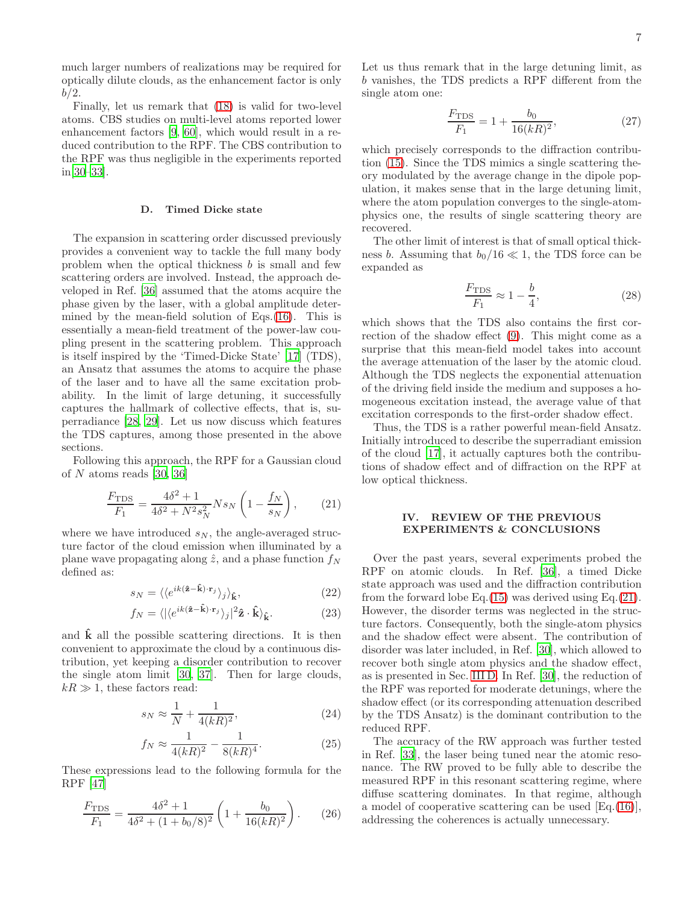much larger numbers of realizations may be required for optically dilute clouds, as the enhancement factor is only $b/2$.

Finally, let us remark that (18) is valid for two-level atoms. CBS studies on multi-level atoms reported lower enhancement factors [9, 60], which would result in a reduced contribution to the RPF. The CBS contribution to the RPF was thus negligible in the experiments reported in[30–33].

### D. Timed Dicke state

The expansion in scattering order discussed previously provides a convenient way to tackle the full many body problem when the optical thickness $b$ is small and few scattering orders are involved. Instead, the approach developed in Ref. [36] assumed that the atoms acquire the phase given by the laser, with a global amplitude determined by the mean-field solution of Eqs.(16). This is essentially a mean-field treatment of the power-law coupling present in the scattering problem. This approach is itself inspired by the 'Timed-Dicke State' [17] (TDS), an Ansatz that assumes the atoms to acquire the phase of the laser and to have all the same excitation probability. In the limit of large detuning, it successfully captures the hallmark of collective effects, that is, superradiance [28, 29]. Let us now discuss which features the TDS captures, among those presented in the above sections.

Following this approach, the RPF for a Gaussian cloud of $N$ atoms reads [30, 36]

$$\frac{F_{\rm TDS}}{F_1} = \frac{4\delta^2+1}{4\delta^2+N^2 s_N^2} N s_N \left(1 - \frac{f_N}{s_N}\right), \tag{21}$$

where we have introduced $s_N$, the angle-averaged structure factor of the cloud emission when illuminated by a plane wave propagating along $\hat{z}$, and a phase function $f_N$ defined as:

$$s_N = \langle\langle e^{ik(\hat{\mathbf{z}}-\hat{\mathbf{k}})\cdot\mathbf{r}_j}\rangle_j\rangle_{\hat{\mathbf{k}}}, \tag{22}$$

$$f_N = \langle|\langle e^{ik(\hat{\mathbf{z}}-\hat{\mathbf{k}})\cdot\mathbf{r}_j}\rangle_j|^2 \hat{\mathbf{z}}\cdot\hat{\mathbf{k}}\rangle_{\hat{\mathbf{k}}}. \tag{23}$$

and $\hat{\mathbf{k}}$ all the possible scattering directions. It is then convenient to approximate the cloud by a continuous distribution, yet keeping a disorder contribution to recover the single atom limit [30, 37]. Then for large clouds, $kR \gg 1$, these factors read:

$$s_N \approx \frac{1}{N} + \frac{1}{4(kR)^2}, \tag{24}$$

$$f_N \approx \frac{1}{4(kR)^2} - \frac{1}{8(kR)^4}. \tag{25}$$

These expressions lead to the following formula for the RPF [47]

$$\frac{F_{\rm TDS}}{F_1} = \frac{4\delta^2+1}{4\delta^2+(1+b_0/8)^2}\left(1 + \frac{b_0}{16(kR)^2}\right). \tag{26}$$

Let us thus remark that in the large detuning limit, as $b$ vanishes, the TDS predicts a RPF different from the single atom one:

$$\frac{F_{\rm TDS}}{F_1} = 1 + \frac{b_0}{16(kR)^2}, \tag{27}$$

which precisely corresponds to the diffraction contribution (15). Since the TDS mimics a single scattering theory modulated by the average change in the dipole population, it makes sense that in the large detuning limit, where the atom population converges to the single-atom-physics one, the results of single scattering theory are recovered.

The other limit of interest is that of small optical thickness $b$. Assuming that $b_0/16 \ll 1$, the TDS force can be expanded as

$$\frac{F_{\rm TDS}}{F_1} \approx 1 - \frac{b}{4}, \tag{28}$$

which shows that the TDS also contains the first correction of the shadow effect (9). This might come as a surprise that this mean-field model takes into account the average attenuation of the laser by the atomic cloud. Although the TDS neglects the exponential attenuation of the driving field inside the medium and supposes a homogeneous excitation instead, the average value of that excitation corresponds to the first-order shadow effect.

Thus, the TDS is a rather powerful mean-field Ansatz. Initially introduced to describe the superradiant emission of the cloud [17], it actually captures both the contributions of shadow effect and of diffraction on the RPF at low optical thickness.

## IV. REVIEW OF THE PREVIOUS EXPERIMENTS & CONCLUSIONS

Over the past years, several experiments probed the RPF on atomic clouds. In Ref. [36], a timed Dicke state approach was used and the diffraction contribution from the forward lobe Eq.(15) was derived using Eq.(21). However, the disorder terms was neglected in the structure factors. Consequently, both the single-atom physics and the shadow effect were absent. The contribution of disorder was later included, in Ref. [30], which allowed to recover both single atom physics and the shadow effect, as is presented in Sec. III D. In Ref. [30], the reduction of the RPF was reported for moderate detunings, where the shadow effect (or its corresponding attenuation described by the TDS Ansatz) is the dominant contribution to the reduced RPF.

The accuracy of the RW approach was further tested in Ref. [33], the laser being tuned near the atomic resonance. The RW proved to be fully able to describe the measured RPF in this resonant scattering regime, where diffuse scattering dominates. In that regime, although a model of cooperative scattering can be used [Eq.(16)], addressing the coherences is actually unnecessary.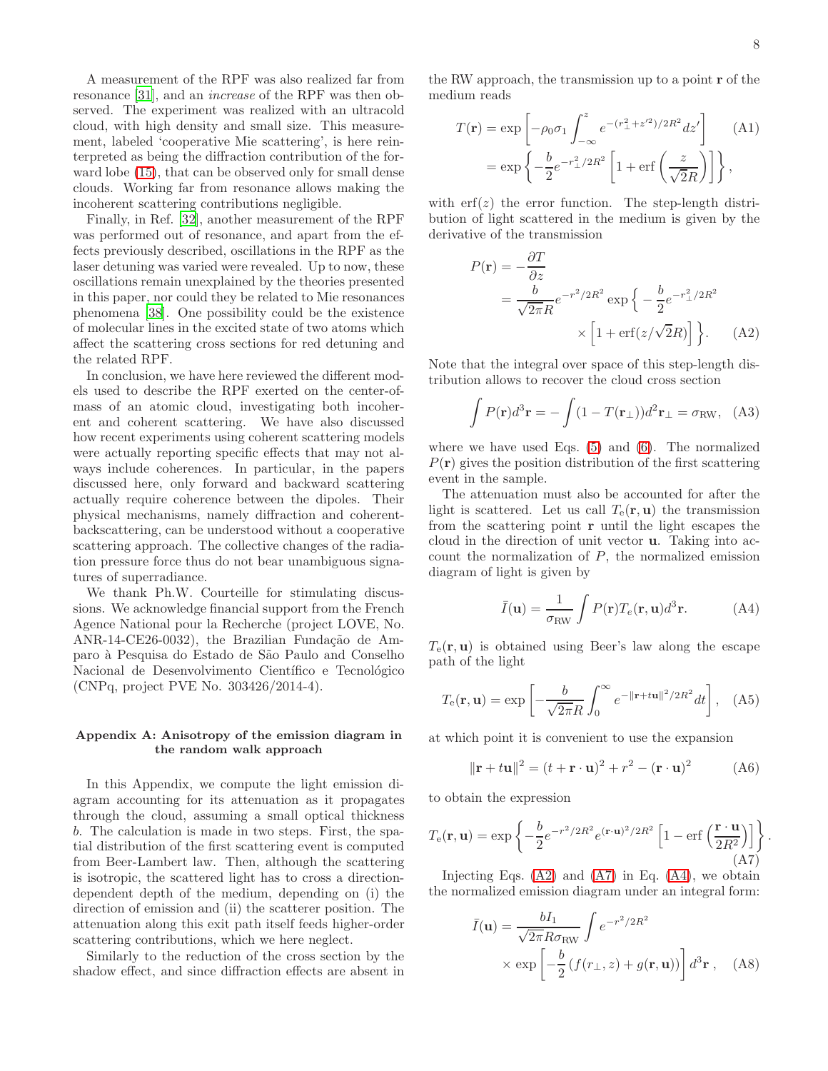A measurement of the RPF was also realized far from resonance [31], and an *increase* of the RPF was then observed. The experiment was realized with an ultracold cloud, with high density and small size. This measurement, labeled 'cooperative Mie scattering', is here reinterpreted as being the diffraction contribution of the forward lobe (15), that can be observed only for small dense clouds. Working far from resonance allows making the incoherent scattering contributions negligible.

Finally, in Ref. [32], another measurement of the RPF was performed out of resonance, and apart from the effects previously described, oscillations in the RPF as the laser detuning was varied were revealed. Up to now, these oscillations remain unexplained by the theories presented in this paper, nor could they be related to Mie resonances phenomena [38]. One possibility could be the existence of molecular lines in the excited state of two atoms which affect the scattering cross sections for red detuning and the related RPF.

In conclusion, we have here reviewed the different models used to describe the RPF exerted on the center-of-mass of an atomic cloud, investigating both incoherent and coherent scattering. We have also discussed how recent experiments using coherent scattering models were actually reporting specific effects that may not always include coherences. In particular, in the papers discussed here, only forward and backward scattering actually require coherence between the dipoles. Their physical mechanisms, namely diffraction and coherent-backscattering, can be understood without a cooperative scattering approach. The collective changes of the radiation pressure force thus do not bear unambiguous signatures of superradiance.

We thank Ph.W. Courteille for stimulating discussions. We acknowledge financial support from the French Agence National pour la Recherche (project LOVE, No. ANR-14-CE26-0032), the Brazilian Fundação de Amparo à Pesquisa do Estado de São Paulo and Conselho Nacional de Desenvolvimento Científico e Tecnológico (CNPq, project PVE No. 303426/2014-4).

## Appendix A: Anisotropy of the emission diagram in the random walk approach

In this Appendix, we compute the light emission diagram accounting for its attenuation as it propagates through the cloud, assuming a small optical thickness $b$. The calculation is made in two steps. First, the spatial distribution of the first scattering event is computed from Beer-Lambert law. Then, although the scattering is isotropic, the scattered light has to cross a direction-dependent depth of the medium, depending on (i) the direction of emission and (ii) the scatterer position. The attenuation along this exit path itself feeds higher-order scattering contributions, which we here neglect.

Similarly to the reduction of the cross section by the shadow effect, and since diffraction effects are absent in the RW approach, the transmission up to a point $\mathbf{r}$ of the medium reads

$$
\begin{aligned}
T(\mathbf{r}) &= \exp\left[-\rho_0\sigma_1\int_{-\infty}^{z} e^{-(r_\perp^2+z'^2)/2R^2}dz'\right] \\
&= \exp\left\{-\frac{b}{2}e^{-r_\perp^2/2R^2}\left[1+\mathrm{erf}\left(\frac{z}{\sqrt{2}R}\right)\right]\right\},
\end{aligned}
\tag{A1}
$$

with $\mathrm{erf}(z)$ the error function. The step-length distribution of light scattered in the medium is given by the derivative of the transmission

$$
\begin{aligned}
P(\mathbf{r}) &= -\frac{\partial T}{\partial z} \\
&= \frac{b}{\sqrt{2\pi}R}e^{-r^2/2R^2}\exp\Big\{-\frac{b}{2}e^{-r_\perp^2/2R^2} \\
&\qquad\times\Big[1+\mathrm{erf}(z/\sqrt{2}R)\Big]\Big\}.
\end{aligned}
\tag{A2}
$$

Note that the integral over space of this step-length distribution allows to recover the cloud cross section

$$
\int P(\mathbf{r})d^3\mathbf{r} = -\int(1-T(\mathbf{r}_\perp))d^2\mathbf{r}_\perp = \sigma_{\mathrm{RW}}, \tag{A3}
$$

where we have used Eqs. (5) and (6). The normalized $P(\mathbf{r})$ gives the position distribution of the first scattering event in the sample.

The attenuation must also be accounted for after the light is scattered. Let us call $T_{\mathrm{e}}(\mathbf{r},\mathbf{u})$ the transmission from the scattering point $\mathbf{r}$ until the light escapes the cloud in the direction of unit vector $\mathbf{u}$. Taking into account the normalization of $P$, the normalized emission diagram of light is given by

$$
\bar{I}(\mathbf{u}) = \frac{1}{\sigma_{\mathrm{RW}}}\int P(\mathbf{r})T_e(\mathbf{r},\mathbf{u})d^3\mathbf{r}. \tag{A4}
$$

$T_{\mathrm{e}}(\mathbf{r},\mathbf{u})$ is obtained using Beer's law along the escape path of the light

$$
T_{\mathrm{e}}(\mathbf{r},\mathbf{u}) = \exp\left[-\frac{b}{\sqrt{2\pi}R}\int_0^\infty e^{-\|\mathbf{r}+t\mathbf{u}\|^2/2R^2}dt\right], \tag{A5}
$$

at which point it is convenient to use the expansion

$$
\|\mathbf{r}+t\mathbf{u}\|^2 = (t+\mathbf{r}\cdot\mathbf{u})^2 + r^2 - (\mathbf{r}\cdot\mathbf{u})^2 \tag{A6}
$$

to obtain the expression

$$
T_{\mathrm{e}}(\mathbf{r},\mathbf{u}) = \exp\left\{-\frac{b}{2}e^{-r^2/2R^2}e^{(\mathbf{r}\cdot\mathbf{u})^2/2R^2}\left[1-\mathrm{erf}\left(\frac{\mathbf{r}\cdot\mathbf{u}}{2R^2}\right)\right]\right\}. \tag{A7}
$$

Injecting Eqs. (A2) and (A7) in Eq. (A4), we obtain the normalized emission diagram under an integral form:

$$
\begin{aligned}
\bar{I}(\mathbf{u}) &= \frac{bI_1}{\sqrt{2\pi}R\sigma_{\mathrm{RW}}}\int e^{-r^2/2R^2} \\
&\quad\times\exp\left[-\frac{b}{2}\left(f(r_\perp,z)+g(\mathbf{r},\mathbf{u})\right)\right]d^3\mathbf{r}\,,
\end{aligned}
\tag{A8}
$$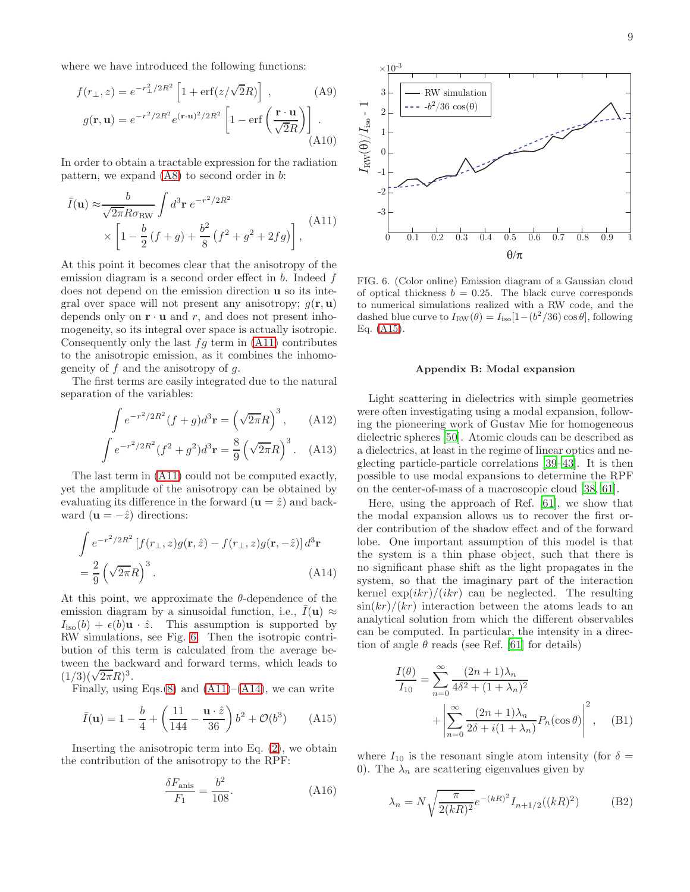where we have introduced the following functions:

$$f(r_\perp, z) = e^{-r_\perp^2/2R^2}\left[1 + \text{erf}(z/\sqrt{2}R)\right] \,, \tag{A9}$$

$$g(\mathbf{r}, \mathbf{u}) = e^{-r^2/2R^2} e^{(\mathbf{r}\cdot\mathbf{u})^2/2R^2}\left[1 - \text{erf}\left(\frac{\mathbf{r}\cdot\mathbf{u}}{\sqrt{2}R}\right)\right] \,. \tag{A10}$$

In order to obtain a tractable expression for the radiation pattern, we expand (A8) to second order in $b$:

$$\bar{I}(\mathbf{u}) \approx \frac{b}{\sqrt{2\pi}R\sigma_{\text{RW}}}\int d^3\mathbf{r}\; e^{-r^2/2R^2} \times \left[1 - \frac{b}{2}(f+g) + \frac{b^2}{8}\left(f^2 + g^2 + 2fg\right)\right], \tag{A11}$$

At this point it becomes clear that the anisotropy of the emission diagram is a second order effect in $b$. Indeed $f$ does not depend on the emission direction $\mathbf{u}$ so its integral over space will not present any anisotropy; $g(\mathbf{r},\mathbf{u})$ depends only on $\mathbf{r}\cdot\mathbf{u}$ and $r$, and does not present inhomogeneity, so its integral over space is actually isotropic. Consequently only the last $fg$ term in (A11) contributes to the anisotropic emission, as it combines the inhomogeneity of $f$ and the anisotropy of $g$.

The first terms are easily integrated due to the natural separation of the variables:

$$\int e^{-r^2/2R^2}(f+g)d^3\mathbf{r} = \left(\sqrt{2\pi}R\right)^3, \tag{A12}$$

$$\int e^{-r^2/2R^2}(f^2+g^2)d^3\mathbf{r} = \frac{8}{9}\left(\sqrt{2\pi}R\right)^3. \tag{A13}$$

The last term in (A11) could not be computed exactly, yet the amplitude of the anisotropy can be obtained by evaluating its difference in the forward ($\mathbf{u} = \hat{z}$) and backward ($\mathbf{u} = -\hat{z}$) directions:

$$\int e^{-r^2/2R^2}\left[f(r_\perp,z)g(\mathbf{r},\hat{z}) - f(r_\perp,z)g(\mathbf{r},-\hat{z})\right]d^3\mathbf{r} = \frac{2}{9}\left(\sqrt{2\pi}R\right)^3. \tag{A14}$$

At this point, we approximate the $\theta$-dependence of the emission diagram by a sinusoidal function, i.e., $\bar{I}(\mathbf{u}) \approx I_{\text{iso}}(b) + \epsilon(b)\mathbf{u}\cdot\hat{z}$. This assumption is supported by RW simulations, see Fig. 6. Then the isotropic contribution of this term is calculated from the average between the backward and forward terms, which leads to $(1/3)(\sqrt{2\pi}R)^3$.

Finally, using Eqs.(8) and (A11)–(A14), we can write

$$\bar{I}(\mathbf{u}) = 1 - \frac{b}{4} + \left(\frac{11}{144} - \frac{\mathbf{u}\cdot\hat{z}}{36}\right)b^2 + \mathcal{O}(b^3) \tag{A15}$$

Inserting the anisotropic term into Eq. (2), we obtain the contribution of the anisotropy to the RPF:

$$\frac{\delta F_{\text{anis}}}{F_1} = \frac{b^2}{108}. \tag{A16}$$

FIG. 6. (Color online) Emission diagram of a Gaussian cloud of optical thickness $b = 0.25$. The black curve corresponds to numerical simulations realized with a RW code, and the dashed blue curve to $I_{\text{RW}}(\theta) = I_{\text{iso}}[1-(b^2/36)\cos\theta]$, following Eq. (A15).

## Appendix B: Modal expansion

Light scattering in dielectrics with simple geometries were often investigating using a modal expansion, following the pioneering work of Gustav Mie for homogeneous dielectric spheres [50]. Atomic clouds can be described as a dielectrics, at least in the regime of linear optics and neglecting particle-particle correlations [39–43]. It is then possible to use modal expansions to determine the RPF on the center-of-mass of a macroscopic cloud [38, 61].

Here, using the approach of Ref. [61], we show that the modal expansion allows us to recover the first order contribution of the shadow effect and of the forward lobe. One important assumption of this model is that the system is a thin phase object, such that there is no significant phase shift as the light propagates in the system, so that the imaginary part of the interaction kernel $\exp(ikr)/(ikr)$ can be neglected. The resulting $\sin(kr)/(kr)$ interaction between the atoms leads to an analytical solution from which the different observables can be computed. In particular, the intensity in a direction of angle $\theta$ reads (see Ref. [61] for details)

$$\frac{I(\theta)}{I_{10}} = \sum_{n=0}^{\infty}\frac{(2n+1)\lambda_n}{4\delta^2 + (1+\lambda_n)^2} + \left|\sum_{n=0}^{\infty}\frac{(2n+1)\lambda_n}{2\delta + i(1+\lambda_n)}P_n(\cos\theta)\right|^2, \tag{B1}$$

where $I_{10}$ is the resonant single atom intensity (for $\delta = 0$). The $\lambda_n$ are scattering eigenvalues given by

$$\lambda_n = N\sqrt{\frac{\pi}{2(kR)^2}}e^{-(kR)^2}I_{n+1/2}((kR)^2) \tag{B2}$$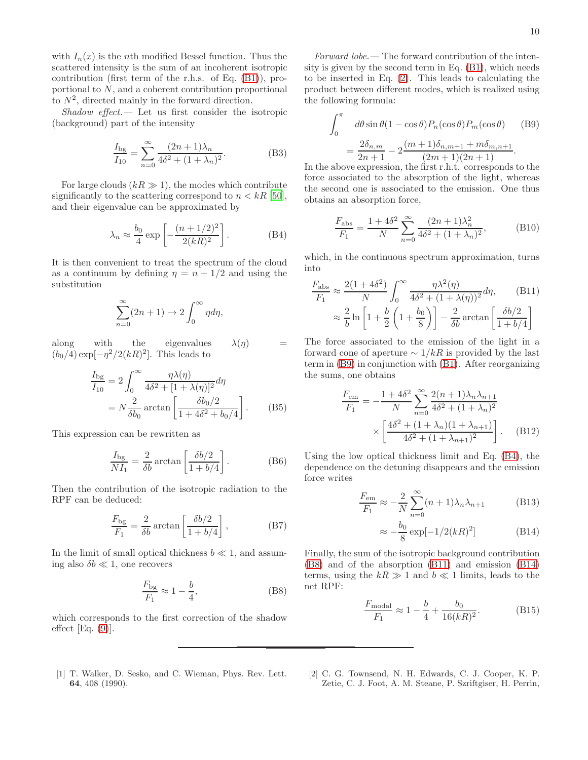with $I_n(x)$ is the $n$th modified Bessel function. Thus the scattered intensity is the sum of an incoherent isotropic contribution (first term of the r.h.s. of Eq. (B1)), proportional to $N$, and a coherent contribution proportional to $N^2$, directed mainly in the forward direction.

*Shadow effect.*— Let us first consider the isotropic (background) part of the intensity

$$\frac{I_{\rm bg}}{I_{10}} = \sum_{n=0}^{\infty} \frac{(2n+1)\lambda_n}{4\delta^2 + (1+\lambda_n)^2}. \tag{B3}$$

For large clouds ($kR \gg 1$), the modes which contribute significantly to the scattering correspond to $n < kR$ [50], and their eigenvalue can be approximated by

$$\lambda_n \approx \frac{b_0}{4} \exp\left[-\frac{(n+1/2)^2}{2(kR)^2}\right]. \tag{B4}$$

It is then convenient to treat the spectrum of the cloud as a continuum by defining $\eta = n + 1/2$ and using the substitution

$$\sum_{n=0}^{\infty}(2n+1) \to 2\int_0^{\infty} \eta d\eta,$$

along with the eigenvalues $\lambda(\eta) = (b_0/4)\exp[-\eta^2/2(kR)^2]$. This leads to

$$\begin{aligned}\frac{I_{\rm bg}}{I_{10}} &= 2\int_0^{\infty} \frac{\eta\lambda(\eta)}{4\delta^2 + [1+\lambda(\eta)]^2} d\eta \\ &= N\frac{2}{\delta b_0} \arctan\left[\frac{\delta b_0/2}{1+4\delta^2+b_0/4}\right].\end{aligned} \tag{B5}$$

This expression can be rewritten as

$$\frac{I_{\rm bg}}{NI_1} = \frac{2}{\delta b}\arctan\left[\frac{\delta b/2}{1+b/4}\right]. \tag{B6}$$

Then the contribution of the isotropic radiation to the RPF can be deduced:

$$\frac{F_{\rm bg}}{F_1} = \frac{2}{\delta b}\arctan\left[\frac{\delta b/2}{1+b/4}\right], \tag{B7}$$

In the limit of small optical thickness $b \ll 1$, and assuming also $\delta b \ll 1$, one recovers

$$\frac{F_{\rm bg}}{F_1} \approx 1 - \frac{b}{4}, \tag{B8}$$

which corresponds to the first correction of the shadow effect [Eq. (9)].

*Forward lobe.*— The forward contribution of the intensity is given by the second term in Eq. (B1), which needs to be inserted in Eq. (2). This leads to calculating the product between different modes, which is realized using the following formula:

$$\begin{aligned}\int_0^{\pi} & d\theta \sin\theta(1-\cos\theta)P_n(\cos\theta)P_m(\cos\theta) \\ &= \frac{2\delta_{n,m}}{2n+1} - 2\frac{(m+1)\delta_{n,m+1} + m\delta_{m,n+1}}{(2m+1)(2n+1)}.\end{aligned} \tag{B9}$$

In the above expression, the first r.h.t. corresponds to the force associated to the absorption of the light, whereas the second one is associated to the emission. One thus obtains an absorption force,

$$\frac{F_{\rm abs}}{F_1} = \frac{1+4\delta^2}{N}\sum_{n=0}^{\infty}\frac{(2n+1)\lambda_n^2}{4\delta^2+(1+\lambda_n)^2}, \tag{B10}$$

which, in the continuous spectrum approximation, turns into

$$\begin{aligned}\frac{F_{\rm abs}}{F_1} &\approx \frac{2(1+4\delta^2)}{N}\int_0^{\infty}\frac{\eta\lambda^2(\eta)}{4\delta^2+(1+\lambda(\eta))^2}d\eta, \\ &\approx \frac{2}{b}\ln\left[1+\frac{b}{2}\left(1+\frac{b_0}{8}\right)\right] - \frac{2}{\delta b}\arctan\left[\frac{\delta b/2}{1+b/4}\right]\end{aligned} \tag{B11}$$

The force associated to the emission of the light in a forward cone of aperture $\sim 1/kR$ is provided by the last term in (B9) in conjunction with (B1). After reorganizing the sums, one obtains

$$\begin{aligned}\frac{F_{\rm em}}{F_1} = -\frac{1+4\delta^2}{N} & \sum_{n=0}^{\infty}\frac{2(n+1)\lambda_n\lambda_{n+1}}{4\delta^2+(1+\lambda_n)^2} \\ & \times\left[\frac{4\delta^2+(1+\lambda_n)(1+\lambda_{n+1})}{4\delta^2+(1+\lambda_{n+1})^2}\right].\end{aligned} \tag{B12}$$

Using the low optical thickness limit and Eq. (B4), the dependence on the detuning disappears and the emission force writes

$$\frac{F_{\rm em}}{F_1} \approx -\frac{2}{N}\sum_{n=0}^{\infty}(n+1)\lambda_n\lambda_{n+1} \tag{B13}$$

$$\approx -\frac{b_0}{8}\exp[-1/2(kR)^2] \tag{B14}$$

Finally, the sum of the isotropic background contribution (B8) and of the absorption (B11) and emission (B14) terms, using the $kR \gg 1$ and $b \ll 1$ limits, leads to the net RPF:

$$\frac{F_{\rm modal}}{F_1} \approx 1 - \frac{b}{4} + \frac{b_0}{16(kR)^2}. \tag{B15}$$

---

[1] T. Walker, D. Sesko, and C. Wieman, Phys. Rev. Lett. **64**, 408 (1990).

[2] C. G. Townsend, N. H. Edwards, C. J. Cooper, K. P. Zetie, C. J. Foot, A. M. Steane, P. Szriftgiser, H. Perrin,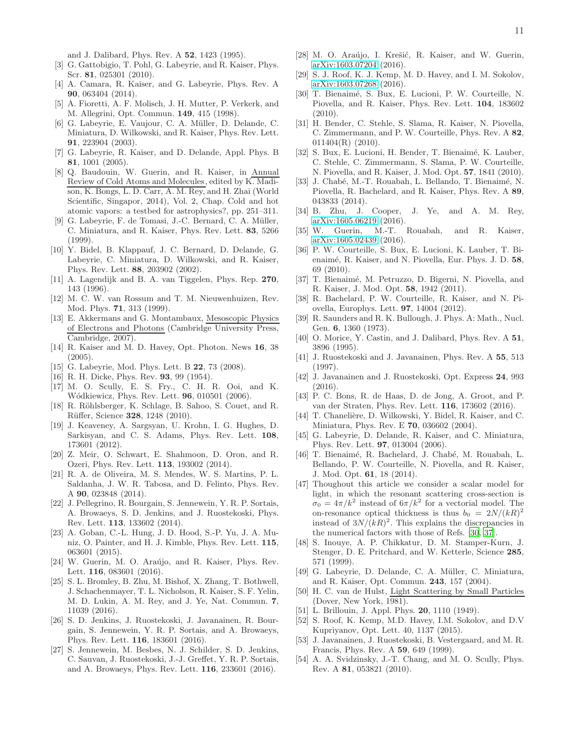and J. Dalibard, Phys. Rev. A **52**, 1423 (1995).

[3] G. Gattobigio, T. Pohl, G. Labeyrie, and R. Kaiser, Phys. Scr. **81**, 025301 (2010).

[4] A. Camara, R. Kaiser, and G. Labeyrie, Phys. Rev. A **90**, 063404 (2014).

[5] A. Fioretti, A. F. Molisch, J. H. Mutter, P. Verkerk, and M. Allegrini, Opt. Commun. **149**, 415 (1998).

[6] G. Labeyrie, E. Vaujour, C. A. Müller, D. Delande, C. Miniatura, D. Wilkowski, and R. Kaiser, Phys. Rev. Lett. **91**, 223904 (2003).

[7] G. Labeyrie, R. Kaiser, and D. Delande, Appl. Phys. B **81**, 1001 (2005).

[8] Q. Baudouin, W. Guerin, and R. Kaiser, in Annual Review of Cold Atoms and Molecules, edited by K. Madison, K. Bongs, L. D. Carr, A. M. Rey, and H. Zhai (World Scientific, Singapor, 2014), Vol. 2, Chap. Cold and hot atomic vapors: a testbed for astrophysics?, pp. 251–311.

[9] G. Labeyrie, F. de Tomasi, J.-C. Bernard, C. A. Müller, C. Miniatura, and R. Kaiser, Phys. Rev. Lett. **83**, 5266 (1999).

[10] Y. Bidel, B. Klappauf, J. C. Bernard, D. Delande, G. Labeyrie, C. Miniatura, D. Wilkowski, and R. Kaiser, Phys. Rev. Lett. **88**, 203902 (2002).

[11] A. Lagendijk and B. A. van Tiggelen, Phys. Rep. **270**, 143 (1996).

[12] M. C. W. van Rossum and T. M. Nieuwenhuizen, Rev. Mod. Phys. **71**, 313 (1999).

[13] E. Akkermans and G. Montambaux, Mesoscopic Physics of Electrons and Photons (Cambridge University Press, Cambridge, 2007).

[14] R. Kaiser and M. D. Havey, Opt. Photon. News **16**, 38 (2005).

[15] G. Labeyrie, Mod. Phys. Lett. B **22**, 73 (2008).

[16] R. H. Dicke, Phys. Rev. **93**, 99 (1954).

[17] M. O. Scully, E. S. Fry., C. H. R. Ooi, and K. Wódkiewicz, Phys. Rev. Lett. **96**, 010501 (2006).

[18] R. Röhlsberger, K. Schlage, B. Sahoo, S. Couet, and R. Rüffer, Science **328**, 1248 (2010).

[19] J. Keaveney, A. Sargsyan, U. Krohn, I. G. Hughes, D. Sarkisyan, and C. S. Adams, Phys. Rev. Lett. **108**, 173601 (2012).

[20] Z. Meir, O. Schwart, E. Shahmoon, D. Oron, and R. Ozeri, Phys. Rev. Lett. **113**, 193002 (2014).

[21] R. A. de Oliveira, M. S. Mendes, W. S. Martins, P. L. Saldanha, J. W. R. Tabosa, and D. Felinto, Phys. Rev. A **90**, 023848 (2014).

[22] J. Pellegrino, R. Bourgain, S. Jennewein, Y. R. P. Sortais, A. Browaeys, S. D. Jenkins, and J. Ruostekoski, Phys. Rev. Lett. **113**, 133602 (2014).

[23] A. Goban, C.-L. Hung, J. D. Hood, S.-P. Yu, J. A. Muniz, O. Painter, and H. J. Kimble, Phys. Rev. Lett. **115**, 063601 (2015).

[24] W. Guerin, M. O. Araújo, and R. Kaiser, Phys. Rev. Lett. **116**, 083601 (2016).

[25] S. L. Bromley, B. Zhu, M. Bishof, X. Zhang, T. Bothwell, J. Schachenmayer, T. L. Nicholson, R. Kaiser, S. F. Yelin, M. D. Lukin, A. M. Rey, and J. Ye, Nat. Commun. **7**, 11039 (2016).

[26] S. D. Jenkins, J. Ruostekoski, J. Javanainen, R. Bourgain, S. Jennewein, Y. R. P. Sortais, and A. Browaeys, Phys. Rev. Lett. **116**, 183601 (2016).

[27] S. Jennewein, M. Besbes, N. J. Schilder, S. D. Jenkins, C. Sauvan, J. Ruostekoski, J.-J. Greffet, Y. R. P. Sortais, and A. Browaeys, Phys. Rev. Lett. **116**, 233601 (2016).

[28] M. O. Araújo, I. Krešić, R. Kaiser, and W. Guerin, arXiv:1603.07204 (2016).

[29] S. J. Roof, K. J. Kemp, M. D. Havey, and I. M. Sokolov, arXiv:1603.07268 (2016).

[30] T. Bienaimé, S. Bux, E. Lucioni, P. W. Courteille, N. Piovella, and R. Kaiser, Phys. Rev. Lett. **104**, 183602 (2010).

[31] H. Bender, C. Stehle, S. Slama, R. Kaiser, N. Piovella, C. Zimmermann, and P. W. Courteille, Phys. Rev. A **82**, 011404(R) (2010).

[32] S. Bux, E. Lucioni, H. Bender, T. Bienaimé, K. Lauber, C. Stehle, C. Zimmermann, S. Slama, P. W. Courteille, N. Piovella, and R. Kaiser, J. Mod. Opt. **57**, 1841 (2010).

[33] J. Chabé, M.-T. Rouabah, L. Bellando, T. Bienaimé, N. Piovella, R. Bachelard, and R. Kaiser, Phys. Rev. A **89**, 043833 (2014).

[34] B. Zhu, J. Cooper, J. Ye, and A. M. Rey, arXiv:1605.06219 (2016).

[35] W. Guerin, M.-T. Rouabah, and R. Kaiser, arXiv:1605.02439 (2016).

[36] P. W. Courteille, S. Bux, E. Lucioni, K. Lauber, T. Bienaimé, R. Kaiser, and N. Piovella, Eur. Phys. J. D. **58**, 69 (2010).

[37] T. Bienaimé, M. Petruzzo, D. Bigerni, N. Piovella, and R. Kaiser, J. Mod. Opt. **58**, 1942 (2011).

[38] R. Bachelard, P. W. Courteille, R. Kaiser, and N. Piovella, Europhys. Lett. **97**, 14004 (2012).

[39] R. Saunders and R. K. Bullough, J. Phys. A: Math., Nucl. Gen. **6**, 1360 (1973).

[40] O. Morice, Y. Castin, and J. Dalibard, Phys. Rev. A **51**, 3896 (1995).

[41] J. Ruostekoski and J. Javanainen, Phys. Rev. A **55**, 513 (1997).

[42] J. Javanainen and J. Ruostekoski, Opt. Express **24**, 993 (2016).

[43] P. C. Bons, R. de Haas, D. de Jong, A. Groot, and P. van der Straten, Phys. Rev. Lett. **116**, 173602 (2016).

[44] T. Chanelière, D. Wilkowski, Y. Bidel, R. Kaiser, and C. Miniatura, Phys. Rev. E **70**, 036602 (2004).

[45] G. Labeyrie, D. Delande, R. Kaiser, and C. Miniatura, Phys. Rev. Lett. **97**, 013004 (2006).

[46] T. Bienaimé, R. Bachelard, J. Chabé, M. Rouabah, L. Bellando, P. W. Courteille, N. Piovella, and R. Kaiser, J. Mod. Opt. **61**, 18 (2014).

[47] Thoughout this article we consider a scalar model for light, in which the resonant scattering cross-section is $\sigma_0 = 4\pi/k^2$ instead of $6\pi/k^2$ for a vectorial model. The on-resonance optical thickness is thus $b_0 = 2N/(kR)^2$ instead of $3N/(kR)^2$. This explains the discrepancies in the numerical factors with those of Refs. [30, 37].

[48] S. Inouye, A. P. Chikkatur, D. M. Stamper-Kurn, J. Stenger, D. E. Pritchard, and W. Ketterle, Science **285**, 571 (1999).

[49] G. Labeyrie, D. Delande, C. A. Müller, C. Miniatura, and R. Kaiser, Opt. Commun. **243**, 157 (2004).

[50] H. C. van de Hulst, Light Scattering by Small Particles (Dover, New York, 1981).

[51] L. Brillouin, J. Appl. Phys. **20**, 1110 (1949).

[52] S. Roof, K. Kemp, M.D. Havey, I.M. Sokolov, and D.V Kupriyanov, Opt. Lett. 40, 1137 (2015).

[53] J. Javanainen, J. Ruostekoski, B. Vestergaard, and M. R. Francis, Phys. Rev. A **59**, 649 (1999).

[54] A. A. Svidzinsky, J.-T. Chang, and M. O. Scully, Phys. Rev. A **81**, 053821 (2010).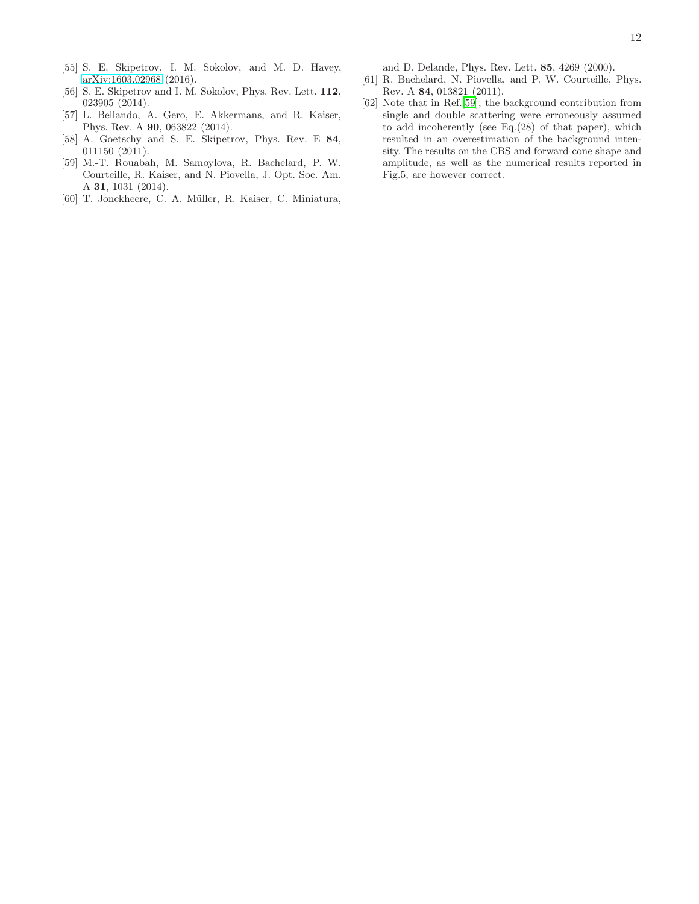[55] S. E. Skipetrov, I. M. Sokolov, and M. D. Havey, arXiv:1603.02968 (2016).

[56] S. E. Skipetrov and I. M. Sokolov, Phys. Rev. Lett. **112**, 023905 (2014).

[57] L. Bellando, A. Gero, E. Akkermans, and R. Kaiser, Phys. Rev. A **90**, 063822 (2014).

[58] A. Goetschy and S. E. Skipetrov, Phys. Rev. E **84**, 011150 (2011).

[59] M.-T. Rouabah, M. Samoylova, R. Bachelard, P. W. Courteille, R. Kaiser, and N. Piovella, J. Opt. Soc. Am. A **31**, 1031 (2014).

[60] T. Jonckheere, C. A. Müller, R. Kaiser, C. Miniatura, and D. Delande, Phys. Rev. Lett. **85**, 4269 (2000).

[61] R. Bachelard, N. Piovella, and P. W. Courteille, Phys. Rev. A **84**, 013821 (2011).

[62] Note that in Ref.[59], the background contribution from single and double scattering were erroneously assumed to add incoherently (see Eq.(28) of that paper), which resulted in an overestimation of the background intensity. The results on the CBS and forward cone shape and amplitude, as well as the numerical results reported in Fig.5, are however correct.